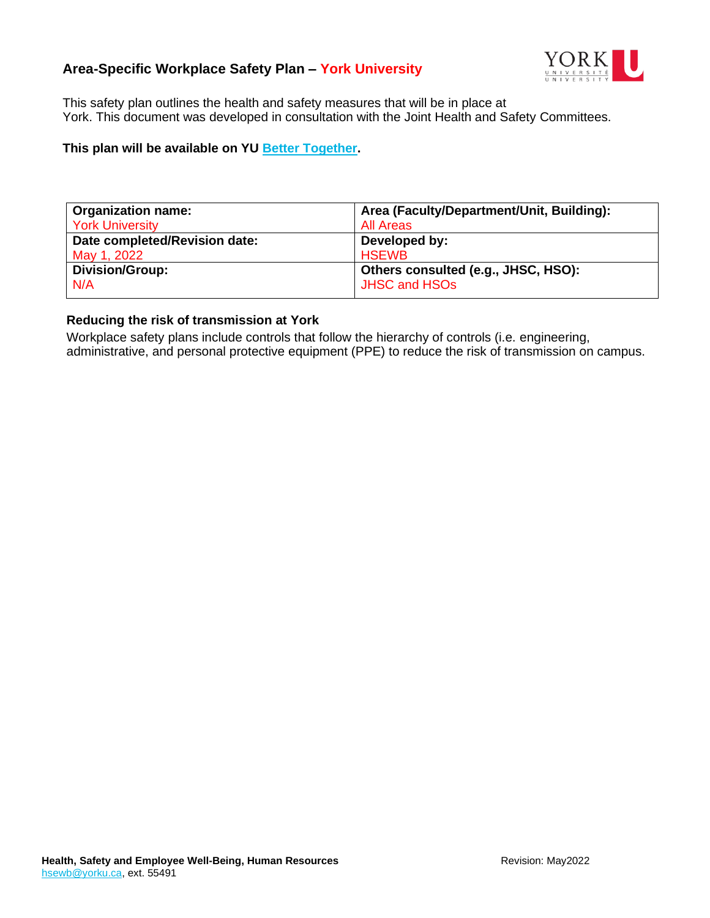# Area-Specific Workplace Safety Plan – York University

This safety plan outlines the health and safety measures that will be in place at York. This document was developed in consultation with the Joint Health and Safety Committees.

**This plan will be available on YU Better Together.**

| Organization name: | Area (Faculty/Department/Unit, Building): |
|---|---|
| York University | All Areas |
| **Date completed/Revision date:** May 1, 2022 | **Developed by:** HSEWB |
| **Division/Group:** N/A | **Others consulted (e.g., JHSC, HSO):** JHSC and HSOs |

### Reducing the risk of transmission at York

Workplace safety plans include controls that follow the hierarchy of controls (i.e. engineering, administrative, and personal protective equipment (PPE) to reduce the risk of transmission on campus.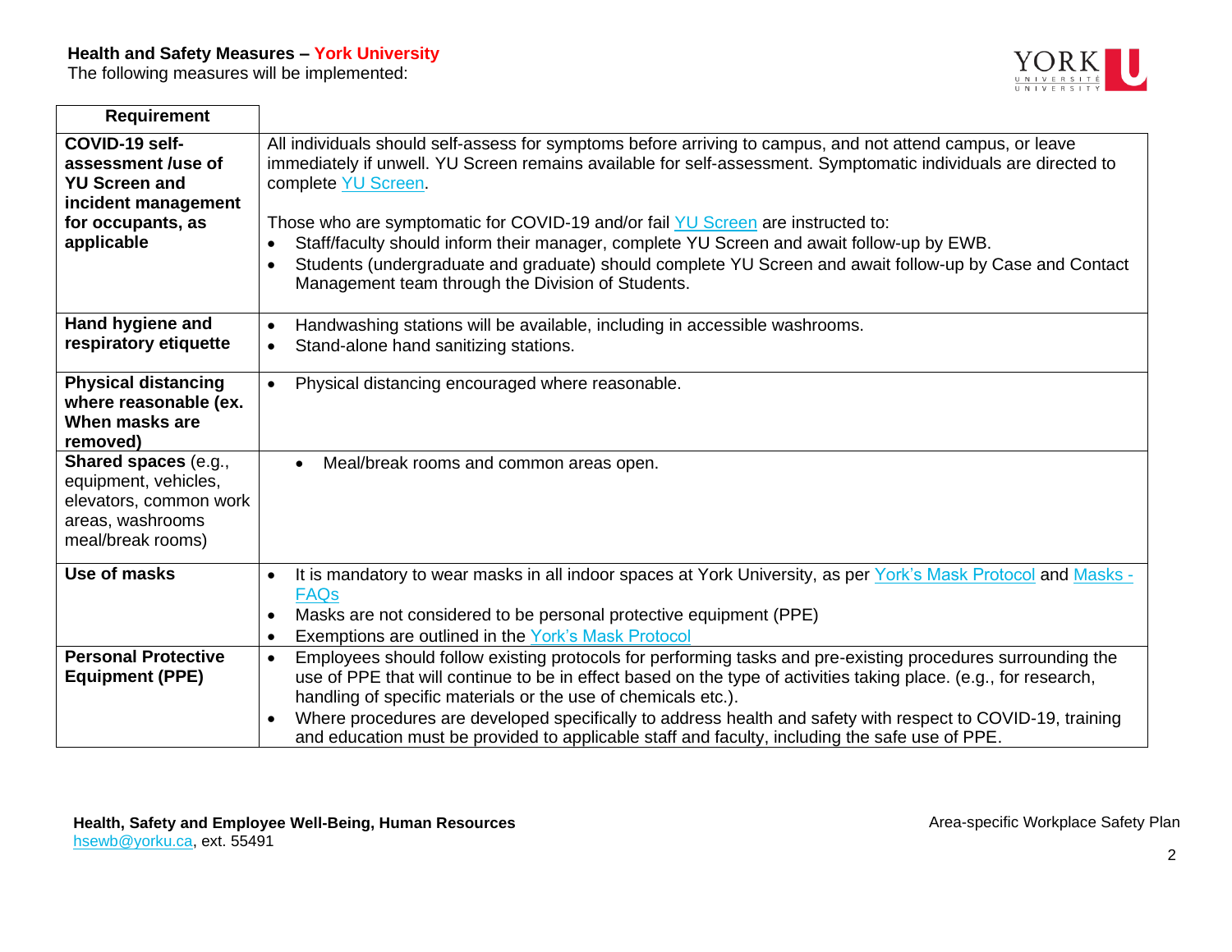**Health and Safety Measures – York University**

The following measures will be implemented:

| Requirement | |
|---|---|
| **COVID-19 self-assessment /use of YU Screen and incident management for occupants, as applicable** | All individuals should self-assess for symptoms before arriving to campus, and not attend campus, or leave immediately if unwell. YU Screen remains available for self-assessment. Symptomatic individuals are directed to complete YU Screen.<br><br>Those who are symptomatic for COVID-19 and/or fail YU Screen are instructed to:<br>• Staff/faculty should inform their manager, complete YU Screen and await follow-up by EWB.<br>• Students (undergraduate and graduate) should complete YU Screen and await follow-up by Case and Contact Management team through the Division of Students. |
| **Hand hygiene and respiratory etiquette** | • Handwashing stations will be available, including in accessible washrooms.<br>• Stand-alone hand sanitizing stations. |
| **Physical distancing where reasonable (ex. When masks are removed)** | • Physical distancing encouraged where reasonable. |
| **Shared spaces** (e.g., equipment, vehicles, elevators, common work areas, washrooms meal/break rooms) | • Meal/break rooms and common areas open. |
| **Use of masks** | • It is mandatory to wear masks in all indoor spaces at York University, as per York's Mask Protocol and Masks - FAQs<br>• Masks are not considered to be personal protective equipment (PPE)<br>• Exemptions are outlined in the York's Mask Protocol |
| **Personal Protective Equipment (PPE)** | • Employees should follow existing protocols for performing tasks and pre-existing procedures surrounding the use of PPE that will continue to be in effect based on the type of activities taking place. (e.g., for research, handling of specific materials or the use of chemicals etc.).<br>• Where procedures are developed specifically to address health and safety with respect to COVID-19, training and education must be provided to applicable staff and faculty, including the safe use of PPE. |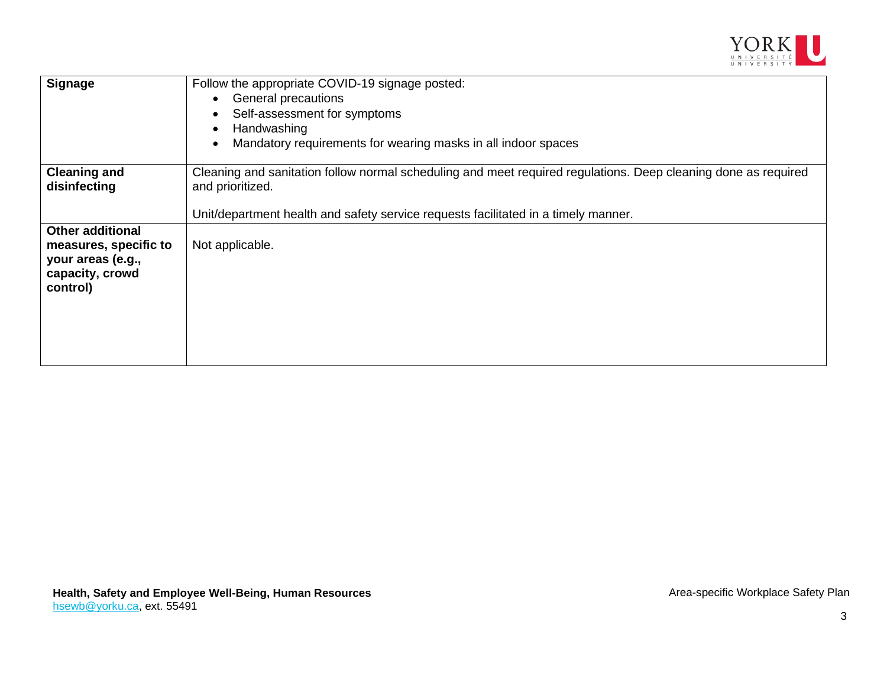| | |
|---|---|
| **Signage** | Follow the appropriate COVID-19 signage posted:<br>• General precautions<br>• Self-assessment for symptoms<br>• Handwashing<br>• Mandatory requirements for wearing masks in all indoor spaces |
| **Cleaning and disinfecting** | Cleaning and sanitation follow normal scheduling and meet required regulations. Deep cleaning done as required and prioritized.<br><br>Unit/department health and safety service requests facilitated in a timely manner. |
| **Other additional measures, specific to your areas (e.g., capacity, crowd control)** | Not applicable. |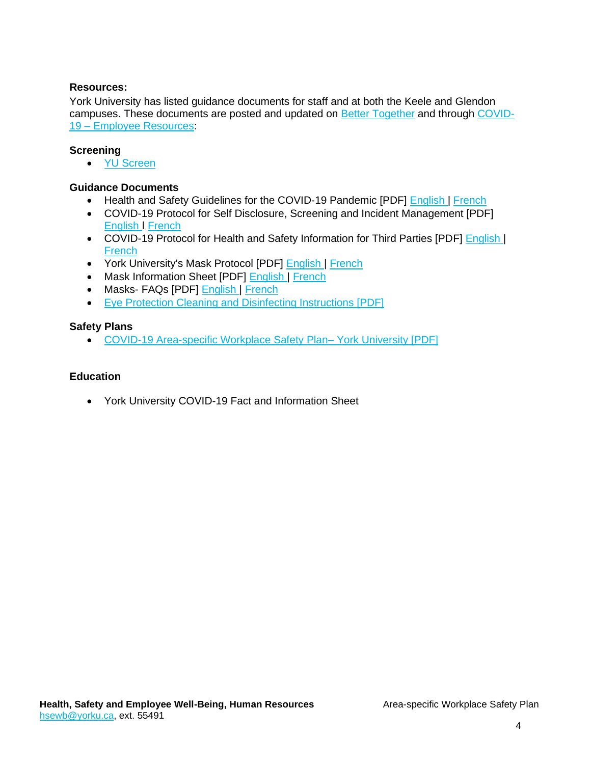**Resources:**

York University has listed guidance documents for staff and at both the Keele and Glendon campuses. These documents are posted and updated on Better Together and through COVID-19 – Employee Resources:

**Screening**

- YU Screen

**Guidance Documents**

- Health and Safety Guidelines for the COVID-19 Pandemic [PDF] English | French
- COVID-19 Protocol for Self Disclosure, Screening and Incident Management [PDF] English | French
- COVID-19 Protocol for Health and Safety Information for Third Parties [PDF] English | French
- York University's Mask Protocol [PDF] English | French
- Mask Information Sheet [PDF] English | French
- Masks- FAQs [PDF] English | French
- Eye Protection Cleaning and Disinfecting Instructions [PDF]

**Safety Plans**

- COVID-19 Area-specific Workplace Safety Plan– York University [PDF]

**Education**

- York University COVID-19 Fact and Information Sheet